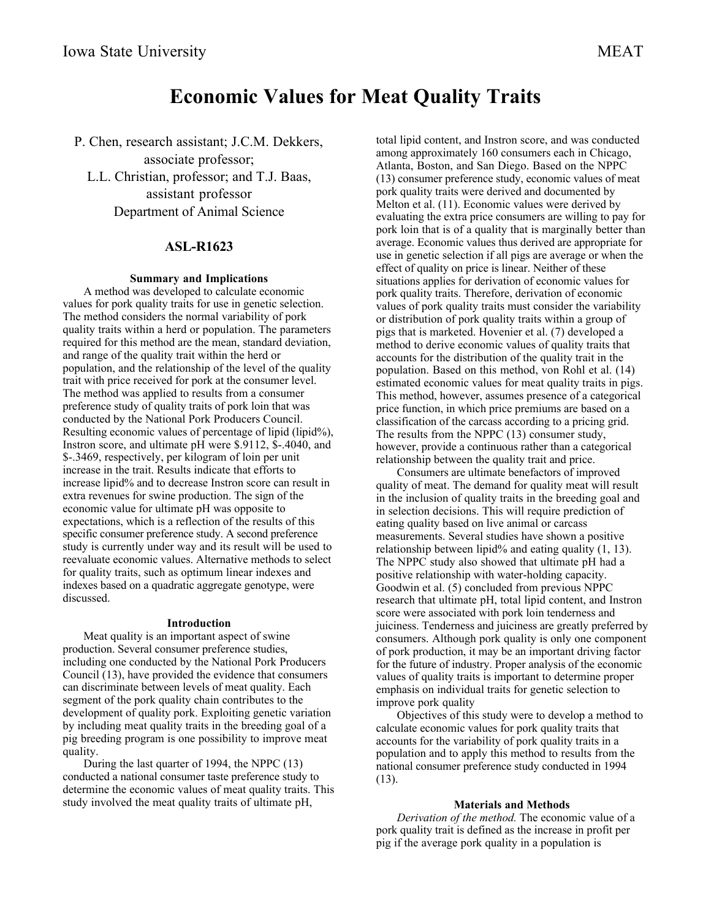# Economic Values for Meat Quality Traits

P. Chen, research assistant; J.C.M. Dekkers, associate professor;
L.L. Christian, professor; and T.J. Baas, assistant professor
Department of Animal Science

## ASL-R1623

### Summary and Implications

A method was developed to calculate economic values for pork quality traits for use in genetic selection. The method considers the normal variability of pork quality traits within a herd or population. The parameters required for this method are the mean, standard deviation, and range of the quality trait within the herd or population, and the relationship of the level of the quality trait with price received for pork at the consumer level. The method was applied to results from a consumer preference study of quality traits of pork loin that was conducted by the National Pork Producers Council. Resulting economic values of percentage of lipid (lipid%), Instron score, and ultimate pH were $.9112, $-.4040, and $-.3469, respectively, per kilogram of loin per unit increase in the trait. Results indicate that efforts to increase lipid% and to decrease Instron score can result in extra revenues for swine production. The sign of the economic value for ultimate pH was opposite to expectations, which is a reflection of the results of this specific consumer preference study. A second preference study is currently under way and its result will be used to reevaluate economic values. Alternative methods to select for quality traits, such as optimum linear indexes and indexes based on a quadratic aggregate genotype, were discussed.

### Introduction

Meat quality is an important aspect of swine production. Several consumer preference studies, including one conducted by the National Pork Producers Council (13), have provided the evidence that consumers can discriminate between levels of meat quality. Each segment of the pork quality chain contributes to the development of quality pork. Exploiting genetic variation by including meat quality traits in the breeding goal of a pig breeding program is one possibility to improve meat quality.

During the last quarter of 1994, the NPPC (13) conducted a national consumer taste preference study to determine the economic values of meat quality traits. This study involved the meat quality traits of ultimate pH, total lipid content, and Instron score, and was conducted among approximately 160 consumers each in Chicago, Atlanta, Boston, and San Diego. Based on the NPPC (13) consumer preference study, economic values of meat pork quality traits were derived and documented by Melton et al. (11). Economic values were derived by evaluating the extra price consumers are willing to pay for pork loin that is of a quality that is marginally better than average. Economic values thus derived are appropriate for use in genetic selection if all pigs are average or when the effect of quality on price is linear. Neither of these situations applies for derivation of economic values for pork quality traits. Therefore, derivation of economic values of pork quality traits must consider the variability or distribution of pork quality traits within a group of pigs that is marketed. Hovenier et al. (7) developed a method to derive economic values of quality traits that accounts for the distribution of the quality trait in the population. Based on this method, von Rohl et al. (14) estimated economic values for meat quality traits in pigs. This method, however, assumes presence of a categorical price function, in which price premiums are based on a classification of the carcass according to a pricing grid. The results from the NPPC (13) consumer study, however, provide a continuous rather than a categorical relationship between the quality trait and price.

Consumers are ultimate benefactors of improved quality of meat. The demand for quality meat will result in the inclusion of quality traits in the breeding goal and in selection decisions. This will require prediction of eating quality based on live animal or carcass measurements. Several studies have shown a positive relationship between lipid% and eating quality (1, 13). The NPPC study also showed that ultimate pH had a positive relationship with water-holding capacity. Goodwin et al. (5) concluded from previous NPPC research that ultimate pH, total lipid content, and Instron score were associated with pork loin tenderness and juiciness. Tenderness and juiciness are greatly preferred by consumers. Although pork quality is only one component of pork production, it may be an important driving factor for the future of industry. Proper analysis of the economic values of quality traits is important to determine proper emphasis on individual traits for genetic selection to improve pork quality

Objectives of this study were to develop a method to calculate economic values for pork quality traits that accounts for the variability of pork quality traits in a population and to apply this method to results from the national consumer preference study conducted in 1994 (13).

### Materials and Methods

*Derivation of the method.* The economic value of a pork quality trait is defined as the increase in profit per pig if the average pork quality in a population is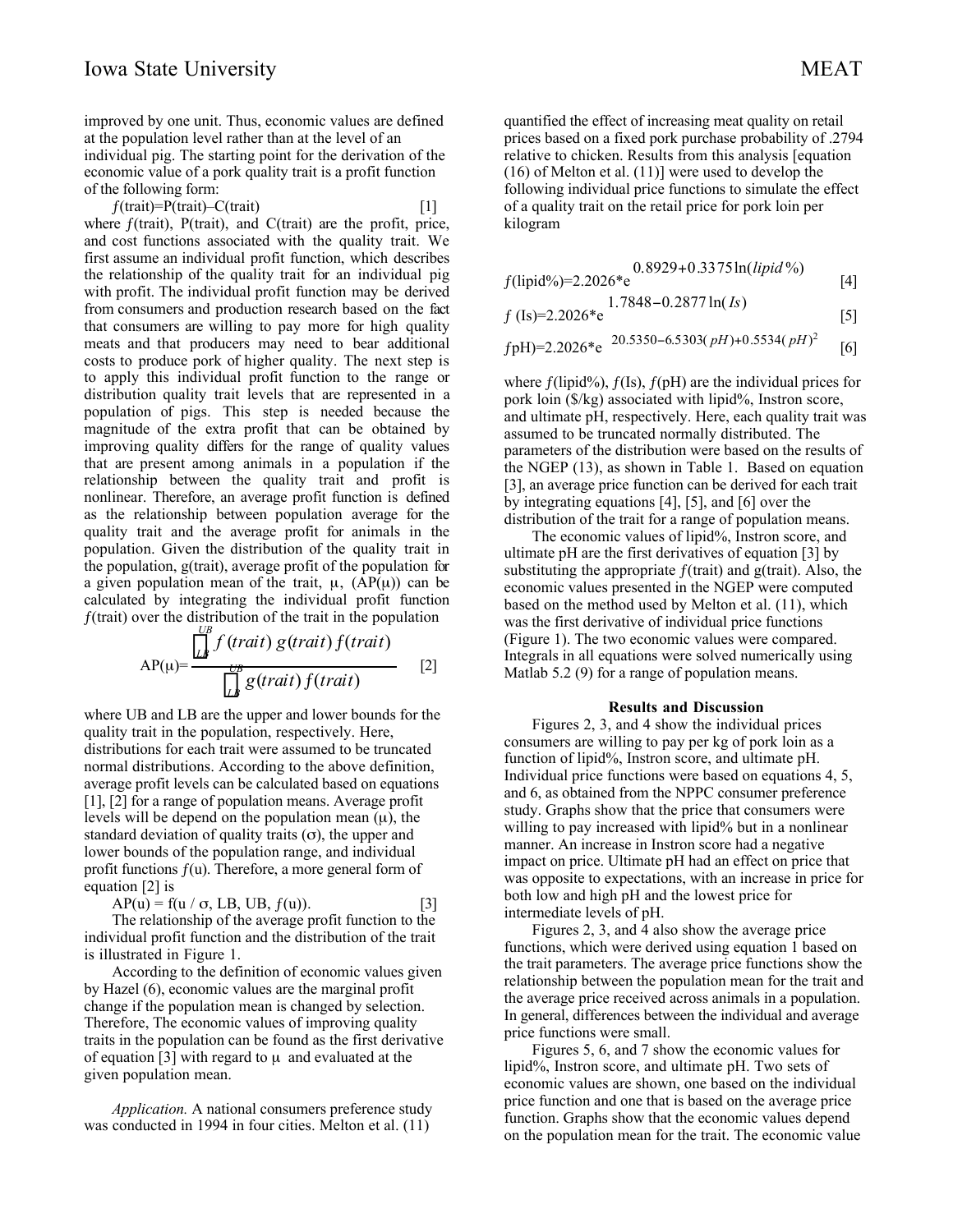improved by one unit. Thus, economic values are defined at the population level rather than at the level of an individual pig. The starting point for the derivation of the economic value of a pork quality trait is a profit function of the following form:

$$f(\text{trait})=P(\text{trait})-C(\text{trait}) \quad [1]$$

where $f$(trait), P(trait), and C(trait) are the profit, price, and cost functions associated with the quality trait. We first assume an individual profit function, which describes the relationship of the quality trait for an individual pig with profit. The individual profit function may be derived from consumers and production research based on the fact that consumers are willing to pay more for high quality meats and that producers may need to bear additional costs to produce pork of higher quality. The next step is to apply this individual profit function to the range or distribution quality trait levels that are represented in a population of pigs. This step is needed because the magnitude of the extra profit that can be obtained by improving quality differs for the range of quality values that are present among animals in a population if the relationship between the quality trait and profit is nonlinear. Therefore, an average profit function is defined as the relationship between population average for the quality trait and the average profit for animals in the population. Given the distribution of the quality trait in the population, g(trait), average profit of the population for a given population mean of the trait, μ, (AP(μ)) can be calculated by integrating the individual profit function $f$(trait) over the distribution of the trait in the population

$$AP(\mu)=\frac{\int_{LB}^{UB} f(trait)\, g(trait)\, f(trait)}{\int_{LB}^{UB} g(trait)\, f(trait)} \quad [2]$$

where UB and LB are the upper and lower bounds for the quality trait in the population, respectively. Here, distributions for each trait were assumed to be truncated normal distributions. According to the above definition, average profit levels can be calculated based on equations [1], [2] for a range of population means. Average profit levels will be depend on the population mean (μ), the standard deviation of quality traits (σ), the upper and lower bounds of the population range, and individual profit functions $f$(u). Therefore, a more general form of equation [2] is

$$AP(u) = f(u / \sigma, LB, UB, f(u)). \quad [3]$$

The relationship of the average profit function to the individual profit function and the distribution of the trait is illustrated in Figure 1.

According to the definition of economic values given by Hazel (6), economic values are the marginal profit change if the population mean is changed by selection. Therefore, The economic values of improving quality traits in the population can be found as the first derivative of equation [3] with regard to μ and evaluated at the given population mean.

*Application.* A national consumers preference study was conducted in 1994 in four cities. Melton et al. (11) quantified the effect of increasing meat quality on retail prices based on a fixed pork purchase probability of .2794 relative to chicken. Results from this analysis [equation (16) of Melton et al. (11)] were used to develop the following individual price functions to simulate the effect of a quality trait on the retail price for pork loin per kilogram

$$f(\text{lipid\%})=2.2026 * e^{0.8929+0.3375\ln(lipid\%)} \quad [4]$$

$$f(\text{Is})=2.2026 * e^{1.7848-0.2877\ln(Is)} \quad [5]$$

$$f(\text{pH})=2.2026 * e^{20.5350-6.5303(pH)+0.5534(pH)^2} \quad [6]$$

where $f$(lipid%), $f$(Is), $f$(pH) are the individual prices for pork loin ($/kg) associated with lipid%, Instron score, and ultimate pH, respectively. Here, each quality trait was assumed to be truncated normally distributed. The parameters of the distribution were based on the results of the NGEP (13), as shown in Table 1. Based on equation [3], an average price function can be derived for each trait by integrating equations [4], [5], and [6] over the distribution of the trait for a range of population means.

The economic values of lipid%, Instron score, and ultimate pH are the first derivatives of equation [3] by substituting the appropriate $f$(trait) and g(trait). Also, the economic values presented in the NGEP were computed based on the method used by Melton et al. (11), which was the first derivative of individual price functions (Figure 1). The two economic values were compared. Integrals in all equations were solved numerically using Matlab 5.2 (9) for a range of population means.

## Results and Discussion

Figures 2, 3, and 4 show the individual prices consumers are willing to pay per kg of pork loin as a function of lipid%, Instron score, and ultimate pH. Individual price functions were based on equations 4, 5, and 6, as obtained from the NPPC consumer preference study. Graphs show that the price that consumers were willing to pay increased with lipid% but in a nonlinear manner. An increase in Instron score had a negative impact on price. Ultimate pH had an effect on price that was opposite to expectations, with an increase in price for both low and high pH and the lowest price for intermediate levels of pH.

Figures 2, 3, and 4 also show the average price functions, which were derived using equation 1 based on the trait parameters. The average price functions show the relationship between the population mean for the trait and the average price received across animals in a population. In general, differences between the individual and average price functions were small.

Figures 5, 6, and 7 show the economic values for lipid%, Instron score, and ultimate pH. Two sets of economic values are shown, one based on the individual price function and one that is based on the average price function. Graphs show that the economic values depend on the population mean for the trait. The economic value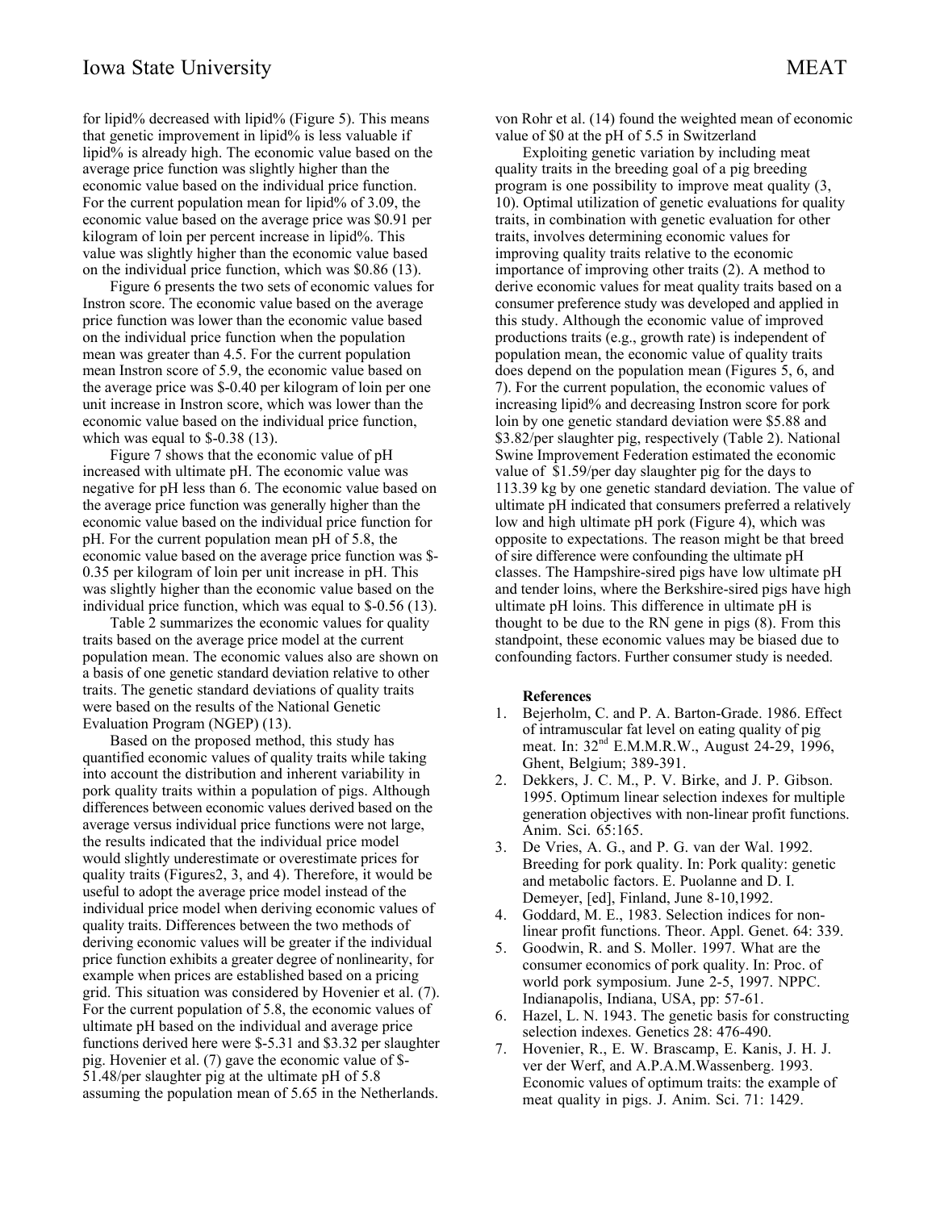for lipid% decreased with lipid% (Figure 5). This means that genetic improvement in lipid% is less valuable if lipid% is already high. The economic value based on the average price function was slightly higher than the economic value based on the individual price function. For the current population mean for lipid% of 3.09, the economic value based on the average price was \$0.91 per kilogram of loin per percent increase in lipid%. This value was slightly higher than the economic value based on the individual price function, which was \$0.86 (13).

Figure 6 presents the two sets of economic values for Instron score. The economic value based on the average price function was lower than the economic value based on the individual price function when the population mean was greater than 4.5. For the current population mean Instron score of 5.9, the economic value based on the average price was \$-0.40 per kilogram of loin per one unit increase in Instron score, which was lower than the economic value based on the individual price function, which was equal to \$-0.38 (13).

Figure 7 shows that the economic value of pH increased with ultimate pH. The economic value was negative for pH less than 6. The economic value based on the average price function was generally higher than the economic value based on the individual price function for pH. For the current population mean pH of 5.8, the economic value based on the average price function was \$-0.35 per kilogram of loin per unit increase in pH. This was slightly higher than the economic value based on the individual price function, which was equal to \$-0.56 (13).

Table 2 summarizes the economic values for quality traits based on the average price model at the current population mean. The economic values also are shown on a basis of one genetic standard deviation relative to other traits. The genetic standard deviations of quality traits were based on the results of the National Genetic Evaluation Program (NGEP) (13).

Based on the proposed method, this study has quantified economic values of quality traits while taking into account the distribution and inherent variability in pork quality traits within a population of pigs. Although differences between economic values derived based on the average versus individual price functions were not large, the results indicated that the individual price model would slightly underestimate or overestimate prices for quality traits (Figures2, 3, and 4). Therefore, it would be useful to adopt the average price model instead of the individual price model when deriving economic values of quality traits. Differences between the two methods of deriving economic values will be greater if the individual price function exhibits a greater degree of nonlinearity, for example when prices are established based on a pricing grid. This situation was considered by Hovenier et al. (7). For the current population of 5.8, the economic values of ultimate pH based on the individual and average price functions derived here were \$-5.31 and \$3.32 per slaughter pig. Hovenier et al. (7) gave the economic value of \$-51.48/per slaughter pig at the ultimate pH of 5.8 assuming the population mean of 5.65 in the Netherlands. von Rohr et al. (14) found the weighted mean of economic value of \$0 at the pH of 5.5 in Switzerland

Exploiting genetic variation by including meat quality traits in the breeding goal of a pig breeding program is one possibility to improve meat quality (3, 10). Optimal utilization of genetic evaluations for quality traits, in combination with genetic evaluation for other traits, involves determining economic values for improving quality traits relative to the economic importance of improving other traits (2). A method to derive economic values for meat quality traits based on a consumer preference study was developed and applied in this study. Although the economic value of improved productions traits (e.g., growth rate) is independent of population mean, the economic value of quality traits does depend on the population mean (Figures 5, 6, and 7). For the current population, the economic values of increasing lipid% and decreasing Instron score for pork loin by one genetic standard deviation were \$5.88 and \$3.82/per slaughter pig, respectively (Table 2). National Swine Improvement Federation estimated the economic value of \$1.59/per day slaughter pig for the days to 113.39 kg by one genetic standard deviation. The value of ultimate pH indicated that consumers preferred a relatively low and high ultimate pH pork (Figure 4), which was opposite to expectations. The reason might be that breed of sire difference were confounding the ultimate pH classes. The Hampshire-sired pigs have low ultimate pH and tender loins, where the Berkshire-sired pigs have high ultimate pH loins. This difference in ultimate pH is thought to be due to the RN gene in pigs (8). From this standpoint, these economic values may be biased due to confounding factors. Further consumer study is needed.

### References

1. Bejerholm, C. and P. A. Barton-Grade. 1986. Effect of intramuscular fat level on eating quality of pig meat. In: 32nd E.M.M.R.W., August 24-29, 1996, Ghent, Belgium; 389-391.
2. Dekkers, J. C. M., P. V. Birke, and J. P. Gibson. 1995. Optimum linear selection indexes for multiple generation objectives with non-linear profit functions. Anim. Sci. 65:165.
3. De Vries, A. G., and P. G. van der Wal. 1992. Breeding for pork quality. In: Pork quality: genetic and metabolic factors. E. Puolanne and D. I. Demeyer, [ed], Finland, June 8-10,1992.
4. Goddard, M. E., 1983. Selection indices for non-linear profit functions. Theor. Appl. Genet. 64: 339.
5. Goodwin, R. and S. Moller. 1997. What are the consumer economics of pork quality. In: Proc. of world pork symposium. June 2-5, 1997. NPPC. Indianapolis, Indiana, USA, pp: 57-61.
6. Hazel, L. N. 1943. The genetic basis for constructing selection indexes. Genetics 28: 476-490.
7. Hovenier, R., E. W. Brascamp, E. Kanis, J. H. J. ver der Werf, and A.P.A.M.Wassenberg. 1993. Economic values of optimum traits: the example of meat quality in pigs. J. Anim. Sci. 71: 1429.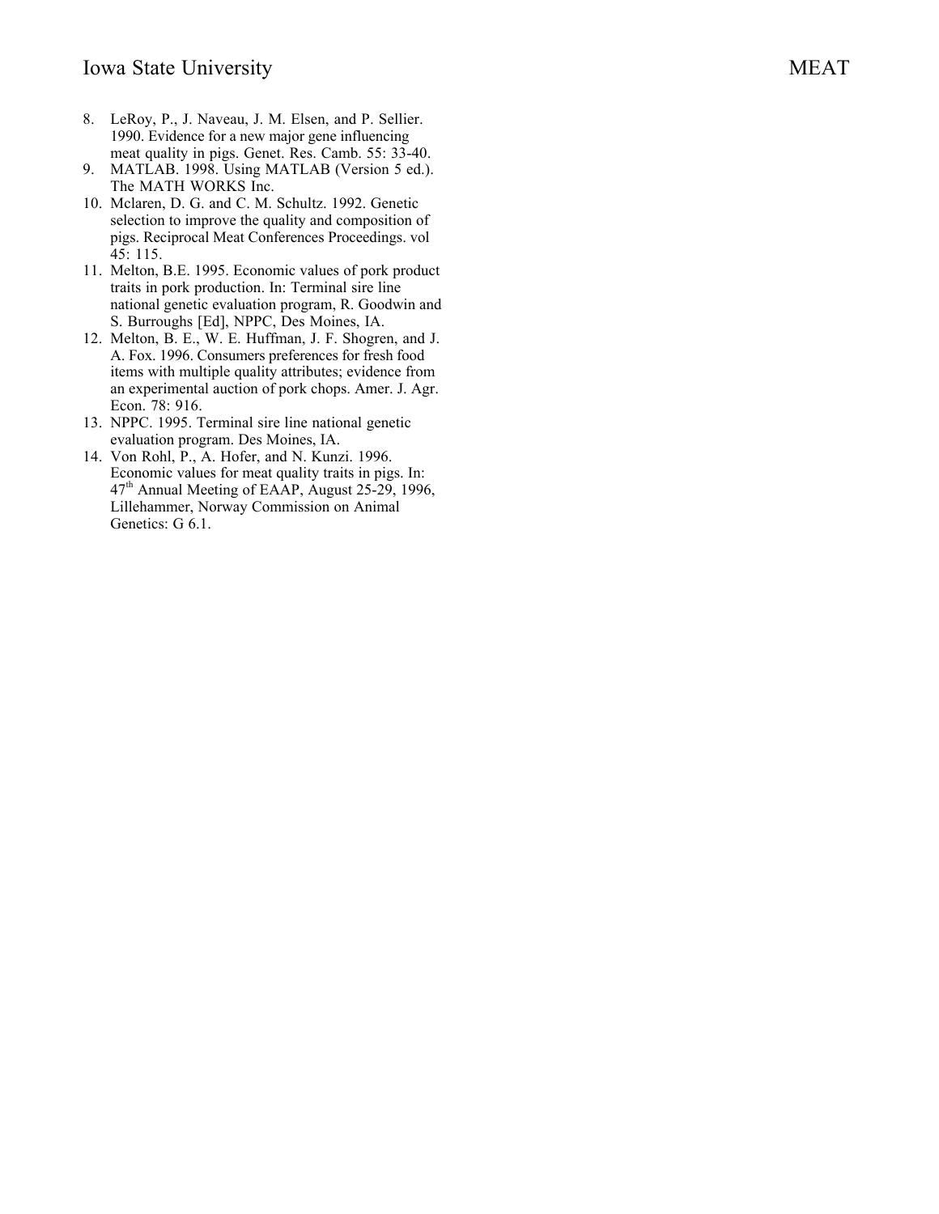8. LeRoy, P., J. Naveau, J. M. Elsen, and P. Sellier. 1990. Evidence for a new major gene influencing meat quality in pigs. Genet. Res. Camb. 55: 33-40.
9. MATLAB. 1998. Using MATLAB (Version 5 ed.). The MATH WORKS Inc.
10. Mclaren, D. G. and C. M. Schultz. 1992. Genetic selection to improve the quality and composition of pigs. Reciprocal Meat Conferences Proceedings. vol 45: 115.
11. Melton, B.E. 1995. Economic values of pork product traits in pork production. In: Terminal sire line national genetic evaluation program, R. Goodwin and S. Burroughs [Ed], NPPC, Des Moines, IA.
12. Melton, B. E., W. E. Huffman, J. F. Shogren, and J. A. Fox. 1996. Consumers preferences for fresh food items with multiple quality attributes; evidence from an experimental auction of pork chops. Amer. J. Agr. Econ. 78: 916.
13. NPPC. 1995. Terminal sire line national genetic evaluation program. Des Moines, IA.
14. Von Rohl, P., A. Hofer, and N. Kunzi. 1996. Economic values for meat quality traits in pigs. In: 47th Annual Meeting of EAAP, August 25-29, 1996, Lillehammer, Norway Commission on Animal Genetics: G 6.1.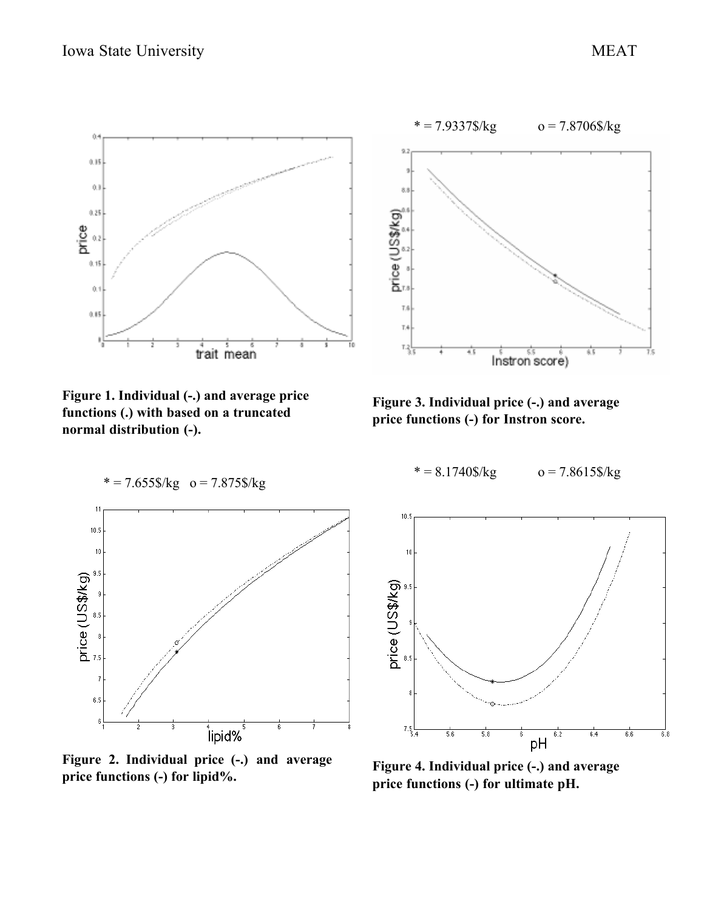Figure 1. Individual (-.) and average price functions (.) with based on a truncated normal distribution (-).

* = 7.9337$/kg o = 7.8706$/kg

Figure 3. Individual price (-.) and average price functions (-) for Instron score.

* = 7.655$/kg o = 7.875$/kg

Figure 2. Individual price (-.) and average price functions (-) for lipid%.

* = 8.1740$/kg o = 7.8615$/kg

Figure 4. Individual price (-.) and average price functions (-) for ultimate pH.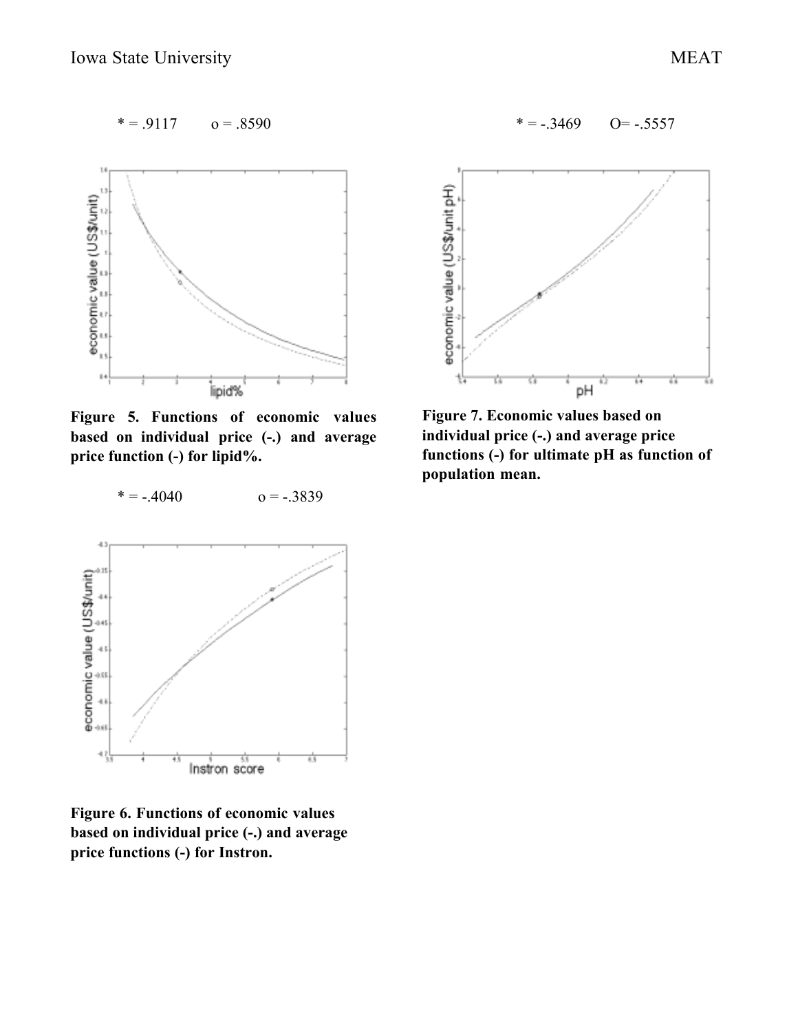* = .9117 o = .8590

economic value (US$/unit)

lipid%

**Figure 5. Functions of economic values based on individual price (-.) and average price function (-) for lipid%.**

* = -.3469 O= -.5557

economic value (US$/unit pH)

pH

**Figure 7. Economic values based on individual price (-.) and average price functions (-) for ultimate pH as function of population mean.**

* = -.4040 o = -.3839

economic value (US$/unit)

Instron score

**Figure 6. Functions of economic values based on individual price (-.) and average price functions (-) for Instron.**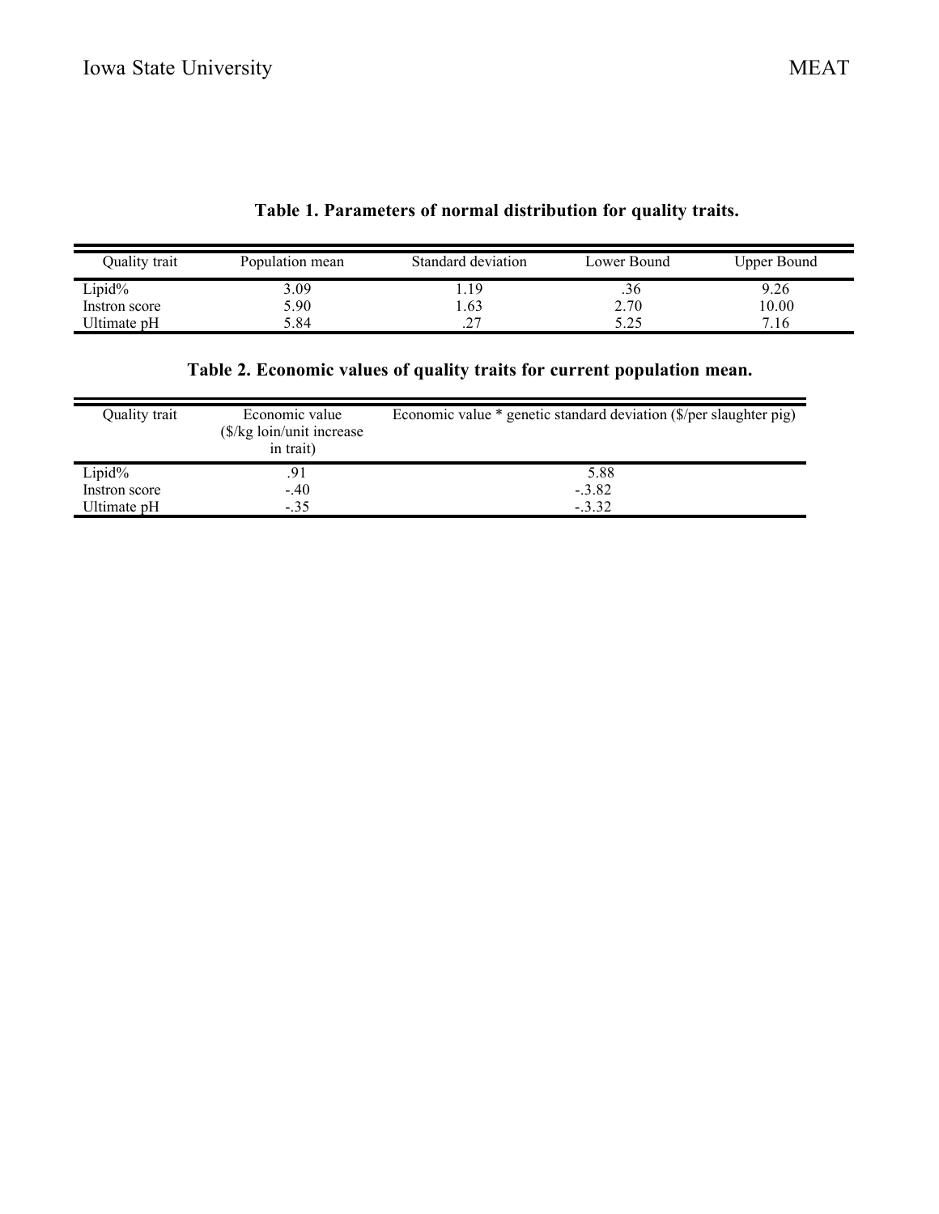**Table 1. Parameters of normal distribution for quality traits.**

| Quality trait | Population mean | Standard deviation | Lower Bound | Upper Bound |
|---|---|---|---|---|
| Lipid% | 3.09 | 1.19 | .36 | 9.26 |
| Instron score | 5.90 | 1.63 | 2.70 | 10.00 |
| Ultimate pH | 5.84 | .27 | 5.25 | 7.16 |

**Table 2. Economic values of quality traits for current population mean.**

| Quality trait | Economic value ($/kg loin/unit increase in trait) | Economic value * genetic standard deviation ($/per slaughter pig) |
|---|---|---|
| Lipid% | .91 | 5.88 |
| Instron score | -.40 | -.3.82 |
| Ultimate pH | -.35 | -.3.32 |